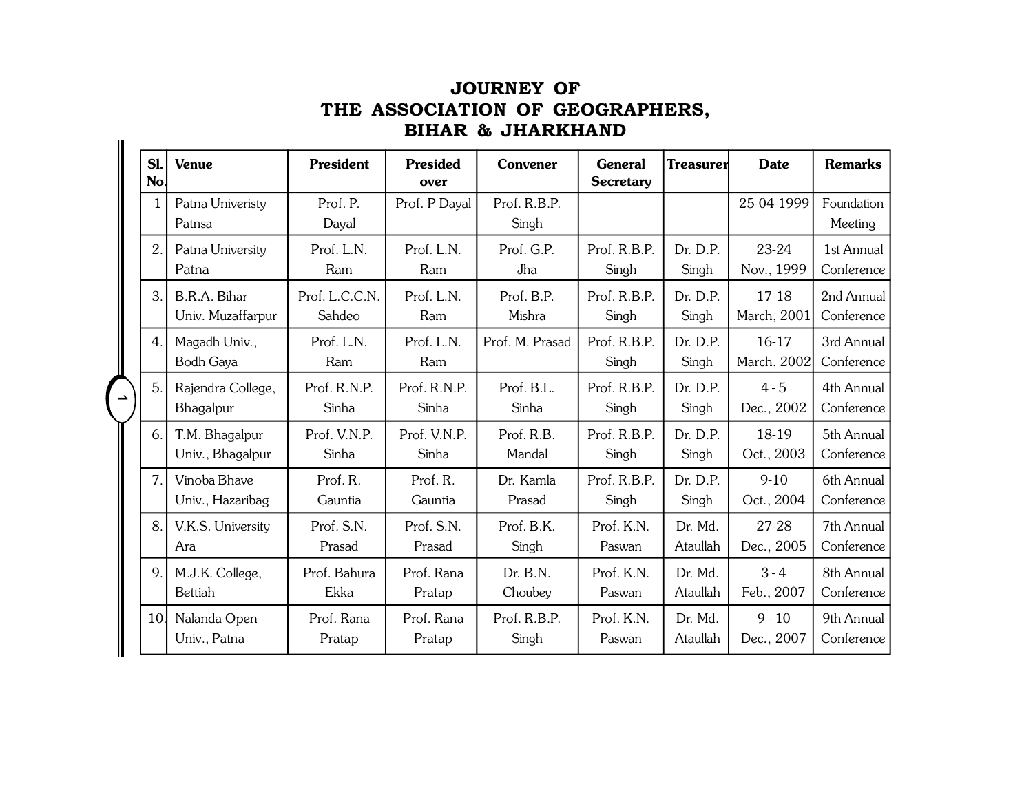# JOURNEY OF THE ASSOCIATION OF GEOGRAPHERS, BIHAR & JHARKHAND

| Sl. No. | Venue | President | Presided over | Convener | General Secretary | Treasurer | Date | Remarks |
|---|---|---|---|---|---|---|---|---|
| 1 | Patna Univeristy Patnsa | Prof. P. Dayal | Prof. P Dayal | Prof. R.B.P. Singh | | | 25-04-1999 | Foundation Meeting |
| 2. | Patna University Patna | Prof. L.N. Ram | Prof. L.N. Ram | Prof. G.P. Jha | Prof. R.B.P. Singh | Dr. D.P. Singh | 23-24 Nov., 1999 | 1st Annual Conference |
| 3. | B.R.A. Bihar Univ. Muzaffarpur | Prof. L.C.C.N. Sahdeo | Prof. L.N. Ram | Prof. B.P. Mishra | Prof. R.B.P. Singh | Dr. D.P. Singh | 17-18 March, 2001 | 2nd Annual Conference |
| 4. | Magadh Univ., Bodh Gaya | Prof. L.N. Ram | Prof. L.N. Ram | Prof. M. Prasad | Prof. R.B.P. Singh | Dr. D.P. Singh | 16-17 March, 2002 | 3rd Annual Conference |
| 5. | Rajendra College, Bhagalpur | Prof. R.N.P. Sinha | Prof. R.N.P. Sinha | Prof. B.L. Sinha | Prof. R.B.P. Singh | Dr. D.P. Singh | 4 - 5 Dec., 2002 | 4th Annual Conference |
| 6. | T.M. Bhagalpur Univ., Bhagalpur | Prof. V.N.P. Sinha | Prof. V.N.P. Sinha | Prof. R.B. Mandal | Prof. R.B.P. Singh | Dr. D.P. Singh | 18-19 Oct., 2003 | 5th Annual Conference |
| 7. | Vinoba Bhave Univ., Hazaribag | Prof. R. Gauntia | Prof. R. Gauntia | Dr. Kamla Prasad | Prof. R.B.P. Singh | Dr. D.P. Singh | 9-10 Oct., 2004 | 6th Annual Conference |
| 8. | V.K.S. University Ara | Prof. S.N. Prasad | Prof. S.N. Prasad | Prof. B.K. Singh | Prof. K.N. Paswan | Dr. Md. Ataullah | 27-28 Dec., 2005 | 7th Annual Conference |
| 9. | M.J.K. College, Bettiah | Prof. Bahura Ekka | Prof. Rana Pratap | Dr. B.N. Choubey | Prof. K.N. Paswan | Dr. Md. Ataullah | 3 - 4 Feb., 2007 | 8th Annual Conference |
| 10. | Nalanda Open Univ., Patna | Prof. Rana Pratap | Prof. Rana Pratap | Prof. R.B.P. Singh | Prof. K.N. Paswan | Dr. Md. Ataullah | 9 - 10 Dec., 2007 | 9th Annual Conference |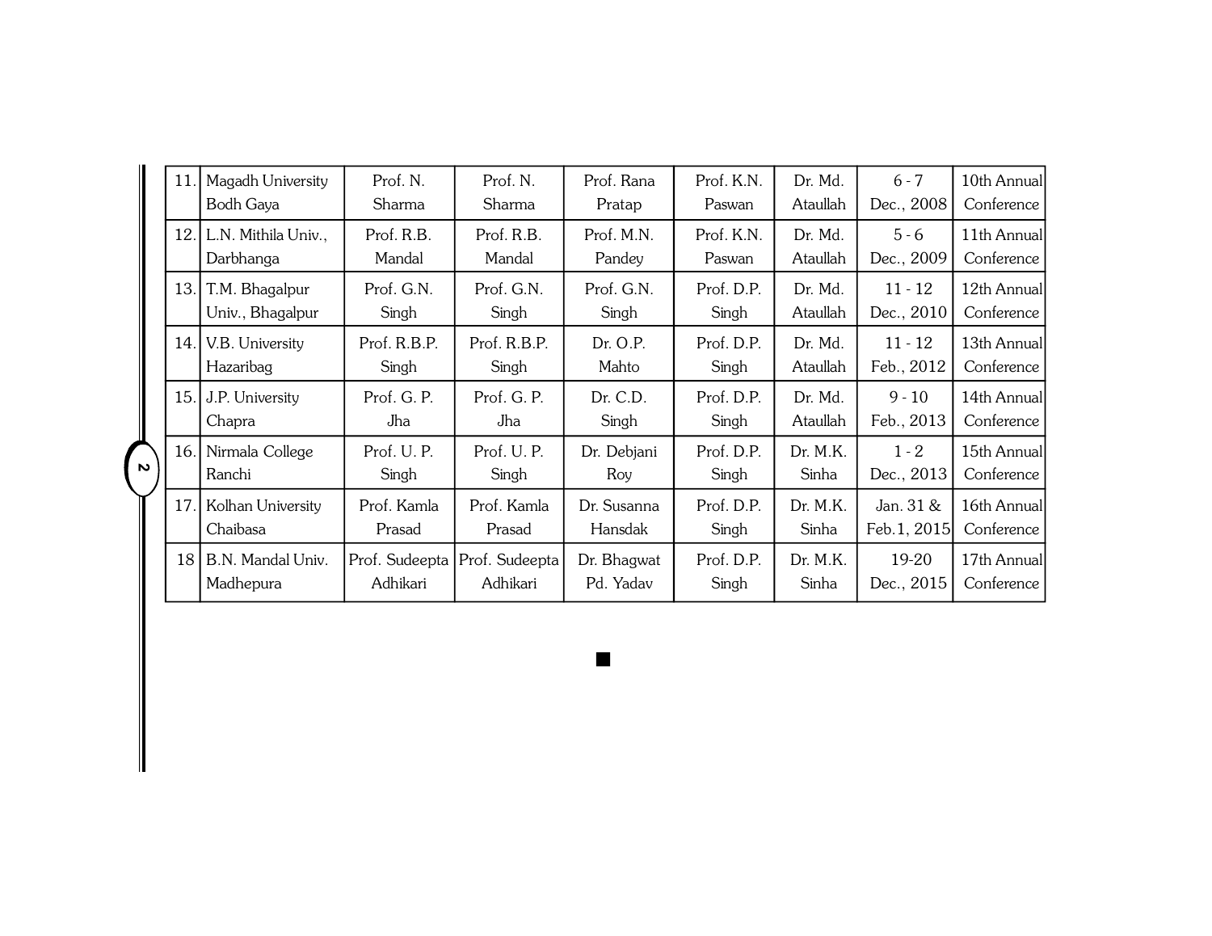| | | | | | | | | |
|---|---|---|---|---|---|---|---|---|
| 11. | Magadh University Bodh Gaya | Prof. N. Sharma | Prof. N. Sharma | Prof. Rana Pratap | Prof. K.N. Paswan | Dr. Md. Ataullah | 6 - 7 Dec., 2008 | 10th Annual Conference |
| 12. | L.N. Mithila Univ., Darbhanga | Prof. R.B. Mandal | Prof. R.B. Mandal | Prof. M.N. Pandey | Prof. K.N. Paswan | Dr. Md. Ataullah | 5 - 6 Dec., 2009 | 11th Annual Conference |
| 13. | T.M. Bhagalpur Univ., Bhagalpur | Prof. G.N. Singh | Prof. G.N. Singh | Prof. G.N. Singh | Prof. D.P. Singh | Dr. Md. Ataullah | 11 - 12 Dec., 2010 | 12th Annual Conference |
| 14. | V.B. University Hazaribag | Prof. R.B.P. Singh | Prof. R.B.P. Singh | Dr. O.P. Mahto | Prof. D.P. Singh | Dr. Md. Ataullah | 11 - 12 Feb., 2012 | 13th Annual Conference |
| 15. | J.P. University Chapra | Prof. G. P. Jha | Prof. G. P. Jha | Dr. C.D. Singh | Prof. D.P. Singh | Dr. Md. Ataullah | 9 - 10 Feb., 2013 | 14th Annual Conference |
| 16. | Nirmala College Ranchi | Prof. U. P. Singh | Prof. U. P. Singh | Dr. Debjani Roy | Prof. D.P. Singh | Dr. M.K. Sinha | 1 - 2 Dec., 2013 | 15th Annual Conference |
| 17. | Kolhan University Chaibasa | Prof. Kamla Prasad | Prof. Kamla Prasad | Dr. Susanna Hansdak | Prof. D.P. Singh | Dr. M.K. Sinha | Jan. 31 & Feb.1, 2015 | 16th Annual Conference |
| 18 | B.N. Mandal Univ. Madhepura | Prof. Sudeepta Adhikari | Prof. Sudeepta Adhikari | Dr. Bhagwat Pd. Yadav | Prof. D.P. Singh | Dr. M.K. Sinha | 19-20 Dec., 2015 | 17th Annual Conference |

■